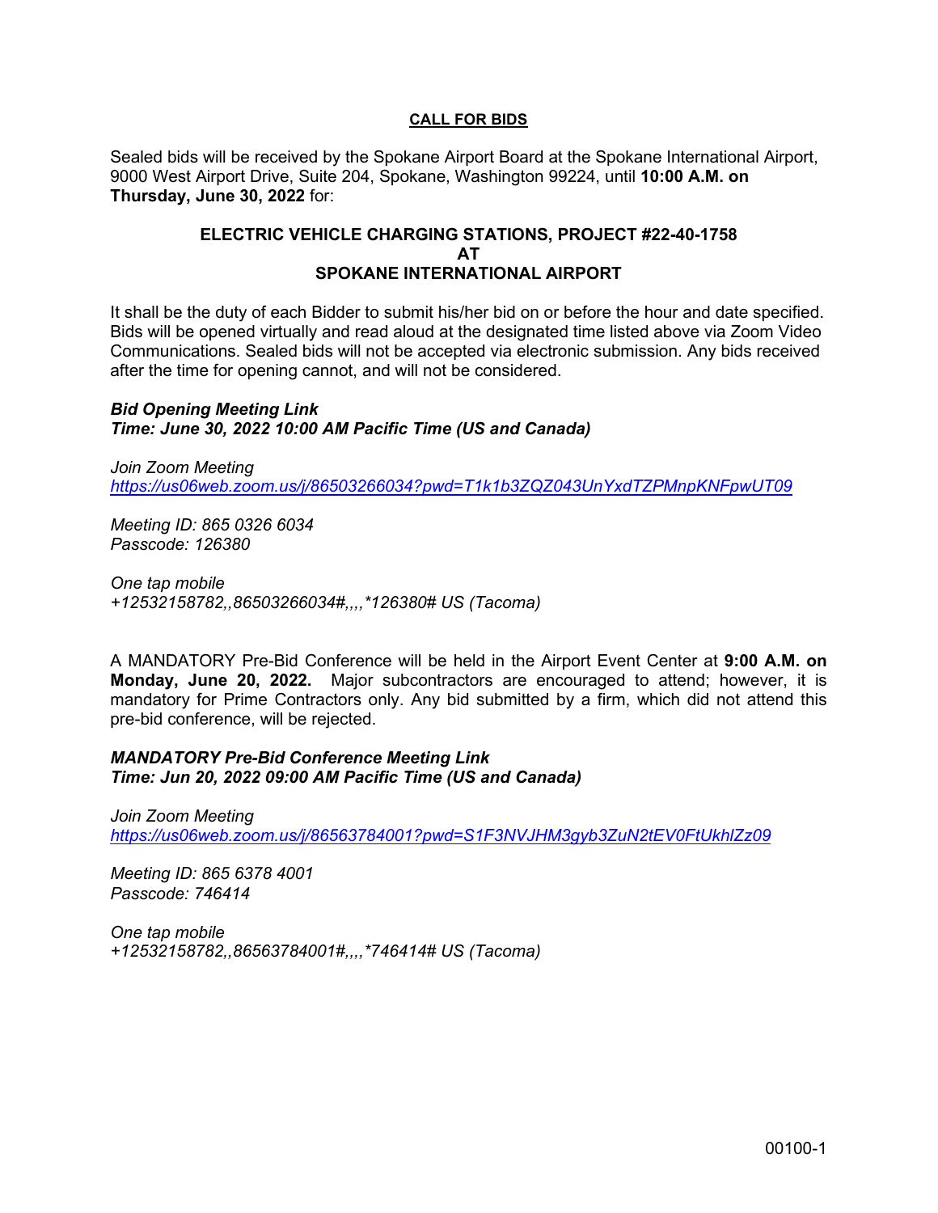# CALL FOR BIDS

Sealed bids will be received by the Spokane Airport Board at the Spokane International Airport, 9000 West Airport Drive, Suite 204, Spokane, Washington 99224, until **10:00 A.M. on Thursday, June 30, 2022** for:

## ELECTRIC VEHICLE CHARGING STATIONS, PROJECT #22-40-1758
## AT
## SPOKANE INTERNATIONAL AIRPORT

It shall be the duty of each Bidder to submit his/her bid on or before the hour and date specified. Bids will be opened virtually and read aloud at the designated time listed above via Zoom Video Communications. Sealed bids will not be accepted via electronic submission. Any bids received after the time for opening cannot, and will not be considered.

***Bid Opening Meeting Link***
***Time: June 30, 2022 10:00 AM Pacific Time (US and Canada)***

*Join Zoom Meeting*
*https://us06web.zoom.us/j/86503266034?pwd=T1k1b3ZQZ043UnYxdTZPMnpKNFpwUT09*

*Meeting ID: 865 0326 6034*
*Passcode: 126380*

*One tap mobile*
*+12532158782,,86503266034#,,,,*126380# US (Tacoma)*

A MANDATORY Pre-Bid Conference will be held in the Airport Event Center at **9:00 A.M. on Monday, June 20, 2022.** Major subcontractors are encouraged to attend; however, it is mandatory for Prime Contractors only. Any bid submitted by a firm, which did not attend this pre-bid conference, will be rejected.

***MANDATORY Pre-Bid Conference Meeting Link***
***Time: Jun 20, 2022 09:00 AM Pacific Time (US and Canada)***

*Join Zoom Meeting*
*https://us06web.zoom.us/j/86563784001?pwd=S1F3NVJHM3gyb3ZuN2tEV0FtUkhlZz09*

*Meeting ID: 865 6378 4001*
*Passcode: 746414*

*One tap mobile*
*+12532158782,,86563784001#,,,,*746414# US (Tacoma)*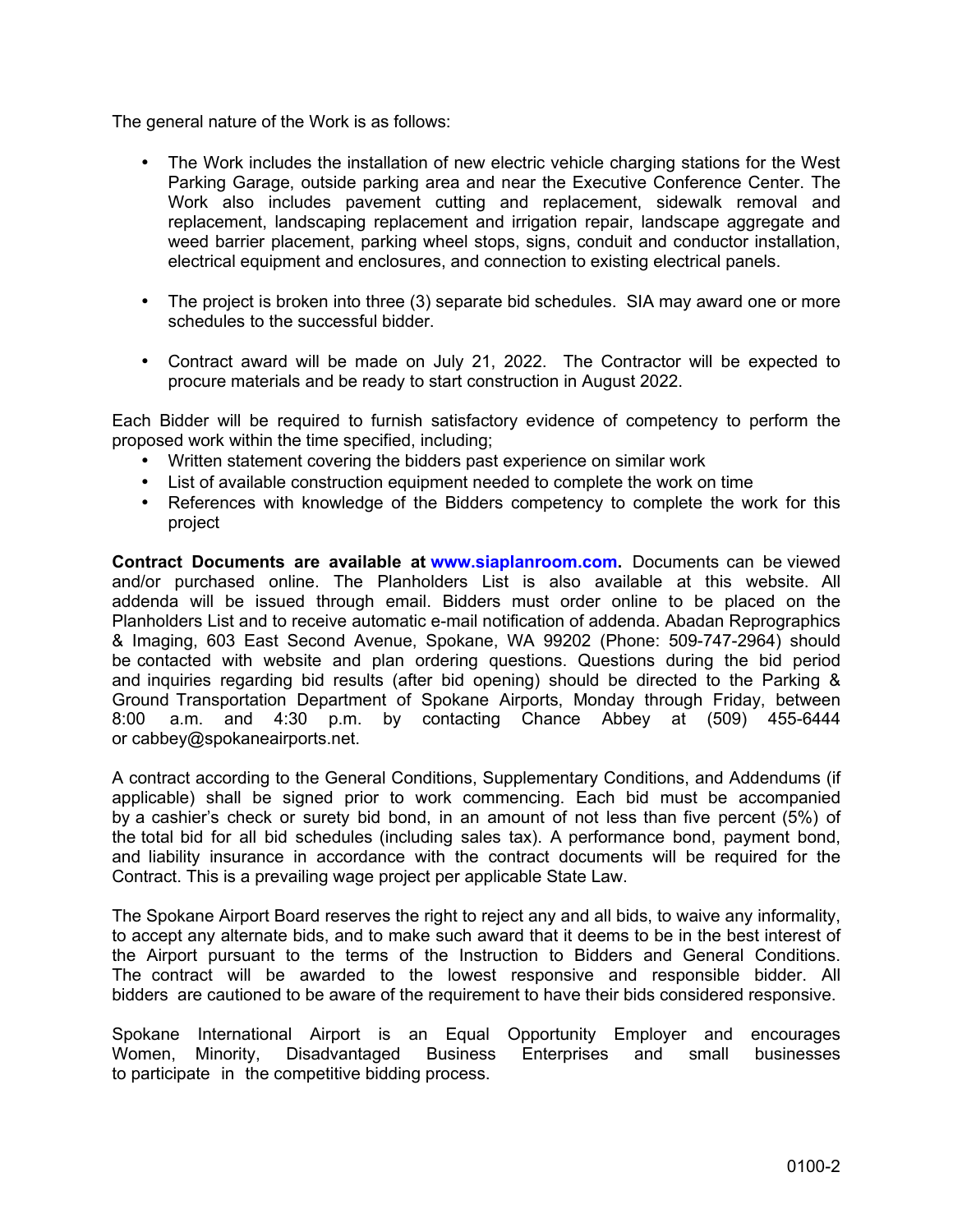The general nature of the Work is as follows:

- The Work includes the installation of new electric vehicle charging stations for the West Parking Garage, outside parking area and near the Executive Conference Center. The Work also includes pavement cutting and replacement, sidewalk removal and replacement, landscaping replacement and irrigation repair, landscape aggregate and weed barrier placement, parking wheel stops, signs, conduit and conductor installation, electrical equipment and enclosures, and connection to existing electrical panels.

- The project is broken into three (3) separate bid schedules. SIA may award one or more schedules to the successful bidder.

- Contract award will be made on July 21, 2022. The Contractor will be expected to procure materials and be ready to start construction in August 2022.

Each Bidder will be required to furnish satisfactory evidence of competency to perform the proposed work within the time specified, including;

- Written statement covering the bidders past experience on similar work
- List of available construction equipment needed to complete the work on time
- References with knowledge of the Bidders competency to complete the work for this project

**Contract Documents are available at www.siaplanroom.com.** Documents can be viewed and/or purchased online. The Planholders List is also available at this website. All addenda will be issued through email. Bidders must order online to be placed on the Planholders List and to receive automatic e-mail notification of addenda. Abadan Reprographics & Imaging, 603 East Second Avenue, Spokane, WA 99202 (Phone: 509-747-2964) should be contacted with website and plan ordering questions. Questions during the bid period and inquiries regarding bid results (after bid opening) should be directed to the Parking & Ground Transportation Department of Spokane Airports, Monday through Friday, between 8:00 a.m. and 4:30 p.m. by contacting Chance Abbey at (509) 455-6444 or cabbey@spokaneairports.net.

A contract according to the General Conditions, Supplementary Conditions, and Addendums (if applicable) shall be signed prior to work commencing. Each bid must be accompanied by a cashier's check or surety bid bond, in an amount of not less than five percent (5%) of the total bid for all bid schedules (including sales tax). A performance bond, payment bond, and liability insurance in accordance with the contract documents will be required for the Contract. This is a prevailing wage project per applicable State Law.

The Spokane Airport Board reserves the right to reject any and all bids, to waive any informality, to accept any alternate bids, and to make such award that it deems to be in the best interest of the Airport pursuant to the terms of the Instruction to Bidders and General Conditions. The contract will be awarded to the lowest responsive and responsible bidder. All bidders are cautioned to be aware of the requirement to have their bids considered responsive.

Spokane International Airport is an Equal Opportunity Employer and encourages Women, Minority, Disadvantaged Business Enterprises and small businesses to participate in the competitive bidding process.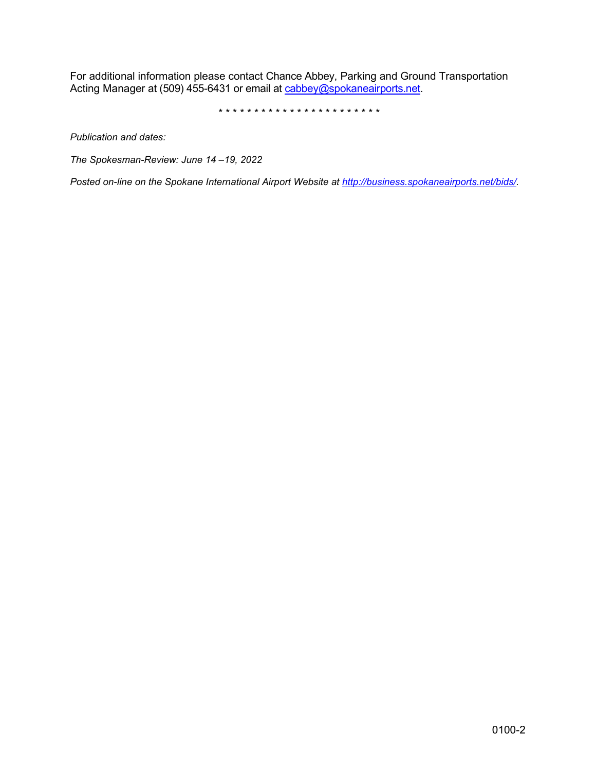For additional information please contact Chance Abbey, Parking and Ground Transportation Acting Manager at (509) 455-6431 or email at [cabbey@spokaneairports.net](mailto:cabbey@spokaneairports.net).

* * * * * * * * * * * * * * * * * * * * * * * *

*Publication and dates:*

*The Spokesman-Review: June 14 –19, 2022*

*Posted on-line on the Spokane International Airport Website at [http://business.spokaneairports.net/bids/](http://business.spokaneairports.net/bids/).*